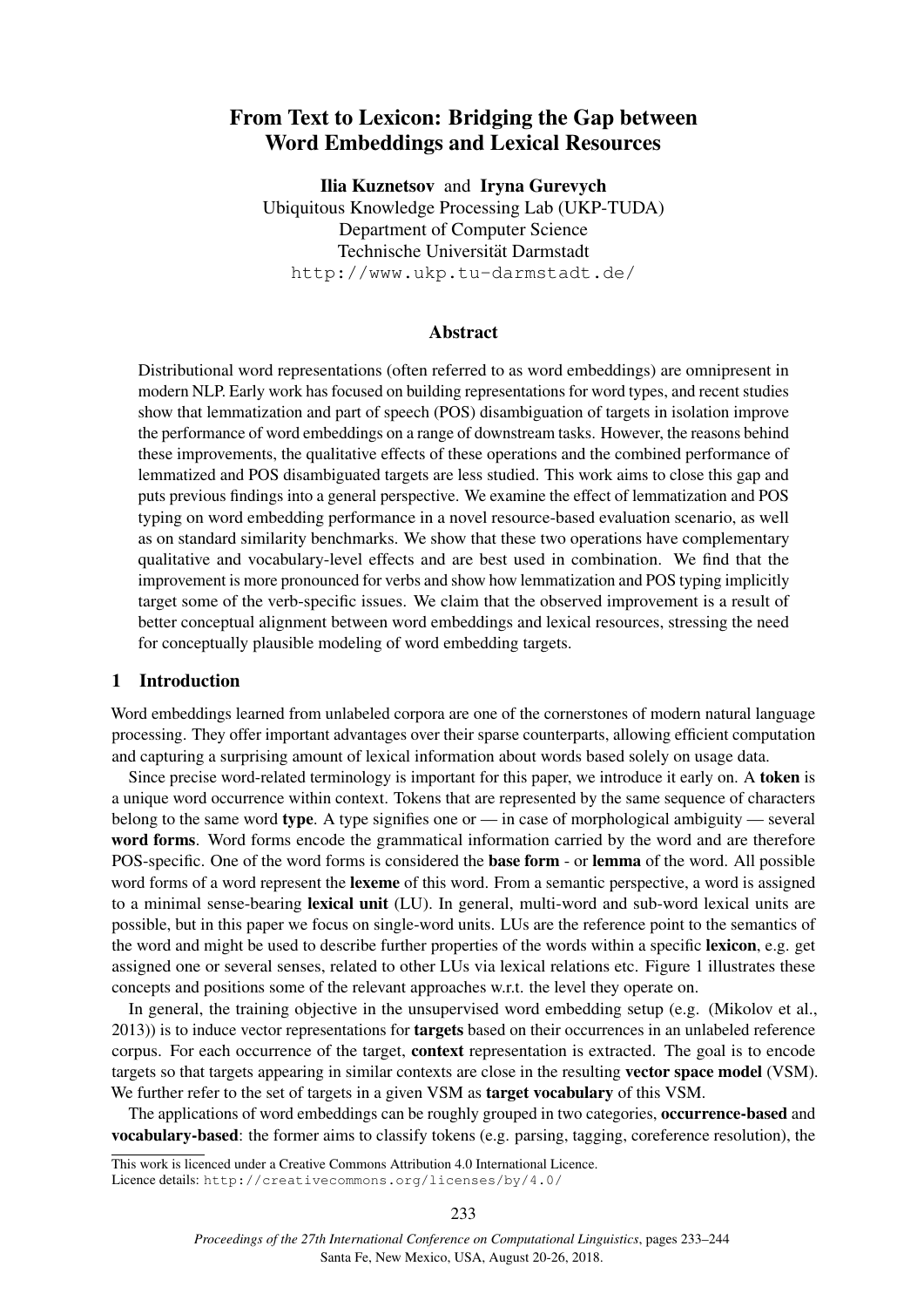# From Text to Lexicon: Bridging the Gap between Word Embeddings and Lexical Resources

**Ilia Kuznetsov** and **Iryna Gurevych**
Ubiquitous Knowledge Processing Lab (UKP-TUDA)
Department of Computer Science
Technische Universität Darmstadt
http://www.ukp.tu-darmstadt.de/

## Abstract

Distributional word representations (often referred to as word embeddings) are omnipresent in modern NLP. Early work has focused on building representations for word types, and recent studies show that lemmatization and part of speech (POS) disambiguation of targets in isolation improve the performance of word embeddings on a range of downstream tasks. However, the reasons behind these improvements, the qualitative effects of these operations and the combined performance of lemmatized and POS disambiguated targets are less studied. This work aims to close this gap and puts previous findings into a general perspective. We examine the effect of lemmatization and POS typing on word embedding performance in a novel resource-based evaluation scenario, as well as on standard similarity benchmarks. We show that these two operations have complementary qualitative and vocabulary-level effects and are best used in combination. We find that the improvement is more pronounced for verbs and show how lemmatization and POS typing implicitly target some of the verb-specific issues. We claim that the observed improvement is a result of better conceptual alignment between word embeddings and lexical resources, stressing the need for conceptually plausible modeling of word embedding targets.

## 1 Introduction

Word embeddings learned from unlabeled corpora are one of the cornerstones of modern natural language processing. They offer important advantages over their sparse counterparts, allowing efficient computation and capturing a surprising amount of lexical information about words based solely on usage data.

Since precise word-related terminology is important for this paper, we introduce it early on. A **token** is a unique word occurrence within context. Tokens that are represented by the same sequence of characters belong to the same word **type**. A type signifies one or — in case of morphological ambiguity — several **word forms**. Word forms encode the grammatical information carried by the word and are therefore POS-specific. One of the word forms is considered the **base form** - or **lemma** of the word. All possible word forms of a word represent the **lexeme** of this word. From a semantic perspective, a word is assigned to a minimal sense-bearing **lexical unit** (LU). In general, multi-word and sub-word lexical units are possible, but in this paper we focus on single-word units. LUs are the reference point to the semantics of the word and might be used to describe further properties of the words within a specific **lexicon**, e.g. get assigned one or several senses, related to other LUs via lexical relations etc. Figure 1 illustrates these concepts and positions some of the relevant approaches w.r.t. the level they operate on.

In general, the training objective in the unsupervised word embedding setup (e.g. (Mikolov et al., 2013)) is to induce vector representations for **targets** based on their occurrences in an unlabeled reference corpus. For each occurrence of the target, **context** representation is extracted. The goal is to encode targets so that targets appearing in similar contexts are close in the resulting **vector space model** (VSM). We further refer to the set of targets in a given VSM as **target vocabulary** of this VSM.

The applications of word embeddings can be roughly grouped in two categories, **occurrence-based** and **vocabulary-based**: the former aims to classify tokens (e.g. parsing, tagging, coreference resolution), the

This work is licenced under a Creative Commons Attribution 4.0 International Licence.
Licence details: http://creativecommons.org/licenses/by/4.0/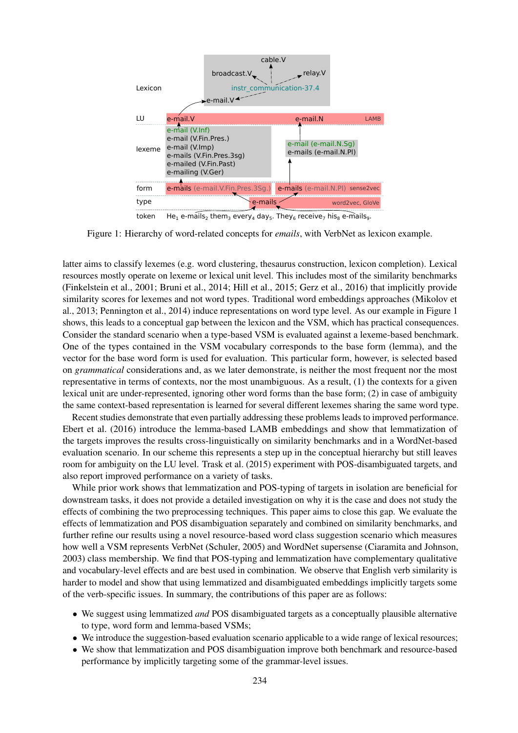Figure 1: Hierarchy of word-related concepts for *emails*, with VerbNet as lexicon example.

latter aims to classify lexemes (e.g. word clustering, thesaurus construction, lexicon completion). Lexical resources mostly operate on lexeme or lexical unit level. This includes most of the similarity benchmarks (Finkelstein et al., 2001; Bruni et al., 2014; Hill et al., 2015; Gerz et al., 2016) that implicitly provide similarity scores for lexemes and not word types. Traditional word embeddings approaches (Mikolov et al., 2013; Pennington et al., 2014) induce representations on word type level. As our example in Figure 1 shows, this leads to a conceptual gap between the lexicon and the VSM, which has practical consequences. Consider the standard scenario when a type-based VSM is evaluated against a lexeme-based benchmark. One of the types contained in the VSM vocabulary corresponds to the base form (lemma), and the vector for the base word form is used for evaluation. This particular form, however, is selected based on *grammatical* considerations and, as we later demonstrate, is neither the most frequent nor the most representative in terms of contexts, nor the most unambiguous. As a result, (1) the contexts for a given lexical unit are under-represented, ignoring other word forms than the base form; (2) in case of ambiguity the same context-based representation is learned for several different lexemes sharing the same word type.

Recent studies demonstrate that even partially addressing these problems leads to improved performance. Ebert et al. (2016) introduce the lemma-based LAMB embeddings and show that lemmatization of the targets improves the results cross-linguistically on similarity benchmarks and in a WordNet-based evaluation scenario. In our scheme this represents a step up in the conceptual hierarchy but still leaves room for ambiguity on the LU level. Trask et al. (2015) experiment with POS-disambiguated targets, and also report improved performance on a variety of tasks.

While prior work shows that lemmatization and POS-typing of targets in isolation are beneficial for downstream tasks, it does not provide a detailed investigation on why it is the case and does not study the effects of combining the two preprocessing techniques. This paper aims to close this gap. We evaluate the effects of lemmatization and POS disambiguation separately and combined on similarity benchmarks, and further refine our results using a novel resource-based word class suggestion scenario which measures how well a VSM represents VerbNet (Schuler, 2005) and WordNet supersense (Ciaramita and Johnson, 2003) class membership. We find that POS-typing and lemmatization have complementary qualitative and vocabulary-level effects and are best used in combination. We observe that English verb similarity is harder to model and show that using lemmatized and disambiguated embeddings implicitly targets some of the verb-specific issues. In summary, the contributions of this paper are as follows:

- We suggest using lemmatized *and* POS disambiguated targets as a conceptually plausible alternative to type, word form and lemma-based VSMs;
- We introduce the suggestion-based evaluation scenario applicable to a wide range of lexical resources;
- We show that lemmatization and POS disambiguation improve both benchmark and resource-based performance by implicitly targeting some of the grammar-level issues.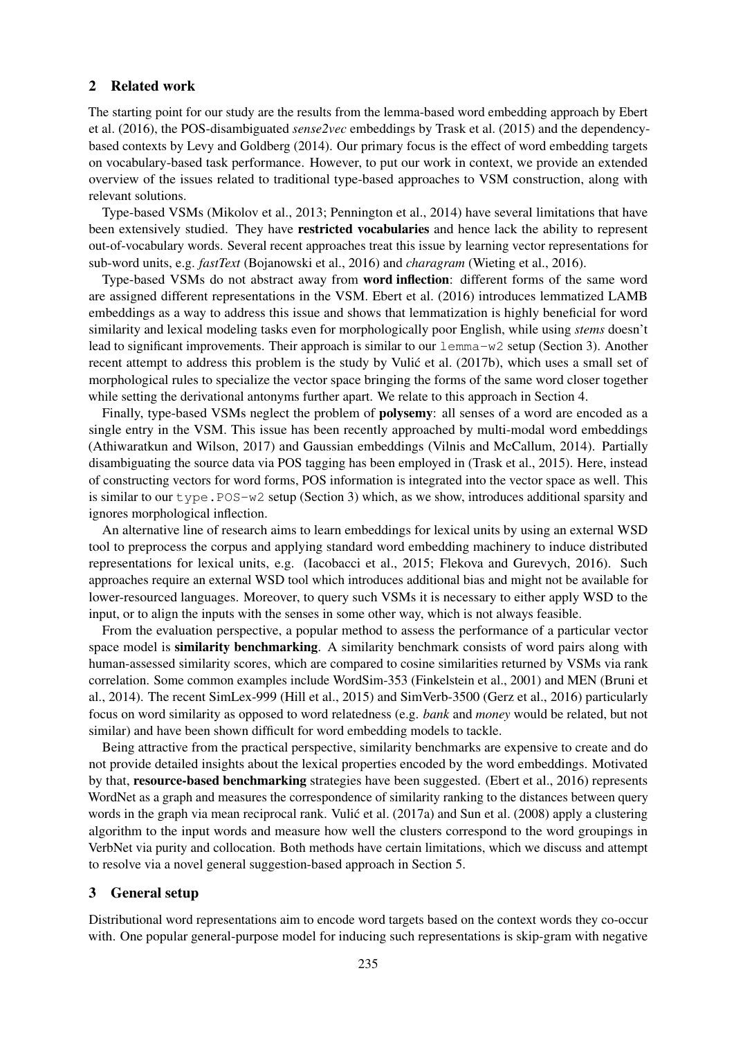## 2 Related work

The starting point for our study are the results from the lemma-based word embedding approach by Ebert et al. (2016), the POS-disambiguated *sense2vec* embeddings by Trask et al. (2015) and the dependency-based contexts by Levy and Goldberg (2014). Our primary focus is the effect of word embedding targets on vocabulary-based task performance. However, to put our work in context, we provide an extended overview of the issues related to traditional type-based approaches to VSM construction, along with relevant solutions.

Type-based VSMs (Mikolov et al., 2013; Pennington et al., 2014) have several limitations that have been extensively studied. They have **restricted vocabularies** and hence lack the ability to represent out-of-vocabulary words. Several recent approaches treat this issue by learning vector representations for sub-word units, e.g. *fastText* (Bojanowski et al., 2016) and *charagram* (Wieting et al., 2016).

Type-based VSMs do not abstract away from **word inflection**: different forms of the same word are assigned different representations in the VSM. Ebert et al. (2016) introduces lemmatized LAMB embeddings as a way to address this issue and shows that lemmatization is highly beneficial for word similarity and lexical modeling tasks even for morphologically poor English, while using *stems* doesn't lead to significant improvements. Their approach is similar to our `lemma-w2` setup (Section 3). Another recent attempt to address this problem is the study by Vulić et al. (2017b), which uses a small set of morphological rules to specialize the vector space bringing the forms of the same word closer together while setting the derivational antonyms further apart. We relate to this approach in Section 4.

Finally, type-based VSMs neglect the problem of **polysemy**: all senses of a word are encoded as a single entry in the VSM. This issue has been recently approached by multi-modal word embeddings (Athiwaratkun and Wilson, 2017) and Gaussian embeddings (Vilnis and McCallum, 2014). Partially disambiguating the source data via POS tagging has been employed in (Trask et al., 2015). Here, instead of constructing vectors for word forms, POS information is integrated into the vector space as well. This is similar to our `type.POS-w2` setup (Section 3) which, as we show, introduces additional sparsity and ignores morphological inflection.

An alternative line of research aims to learn embeddings for lexical units by using an external WSD tool to preprocess the corpus and applying standard word embedding machinery to induce distributed representations for lexical units, e.g. (Iacobacci et al., 2015; Flekova and Gurevych, 2016). Such approaches require an external WSD tool which introduces additional bias and might not be available for lower-resourced languages. Moreover, to query such VSMs it is necessary to either apply WSD to the input, or to align the inputs with the senses in some other way, which is not always feasible.

From the evaluation perspective, a popular method to assess the performance of a particular vector space model is **similarity benchmarking**. A similarity benchmark consists of word pairs along with human-assessed similarity scores, which are compared to cosine similarities returned by VSMs via rank correlation. Some common examples include WordSim-353 (Finkelstein et al., 2001) and MEN (Bruni et al., 2014). The recent SimLex-999 (Hill et al., 2015) and SimVerb-3500 (Gerz et al., 2016) particularly focus on word similarity as opposed to word relatedness (e.g. *bank* and *money* would be related, but not similar) and have been shown difficult for word embedding models to tackle.

Being attractive from the practical perspective, similarity benchmarks are expensive to create and do not provide detailed insights about the lexical properties encoded by the word embeddings. Motivated by that, **resource-based benchmarking** strategies have been suggested. (Ebert et al., 2016) represents WordNet as a graph and measures the correspondence of similarity ranking to the distances between query words in the graph via mean reciprocal rank. Vulić et al. (2017a) and Sun et al. (2008) apply a clustering algorithm to the input words and measure how well the clusters correspond to the word groupings in VerbNet via purity and collocation. Both methods have certain limitations, which we discuss and attempt to resolve via a novel general suggestion-based approach in Section 5.

## 3 General setup

Distributional word representations aim to encode word targets based on the context words they co-occur with. One popular general-purpose model for inducing such representations is skip-gram with negative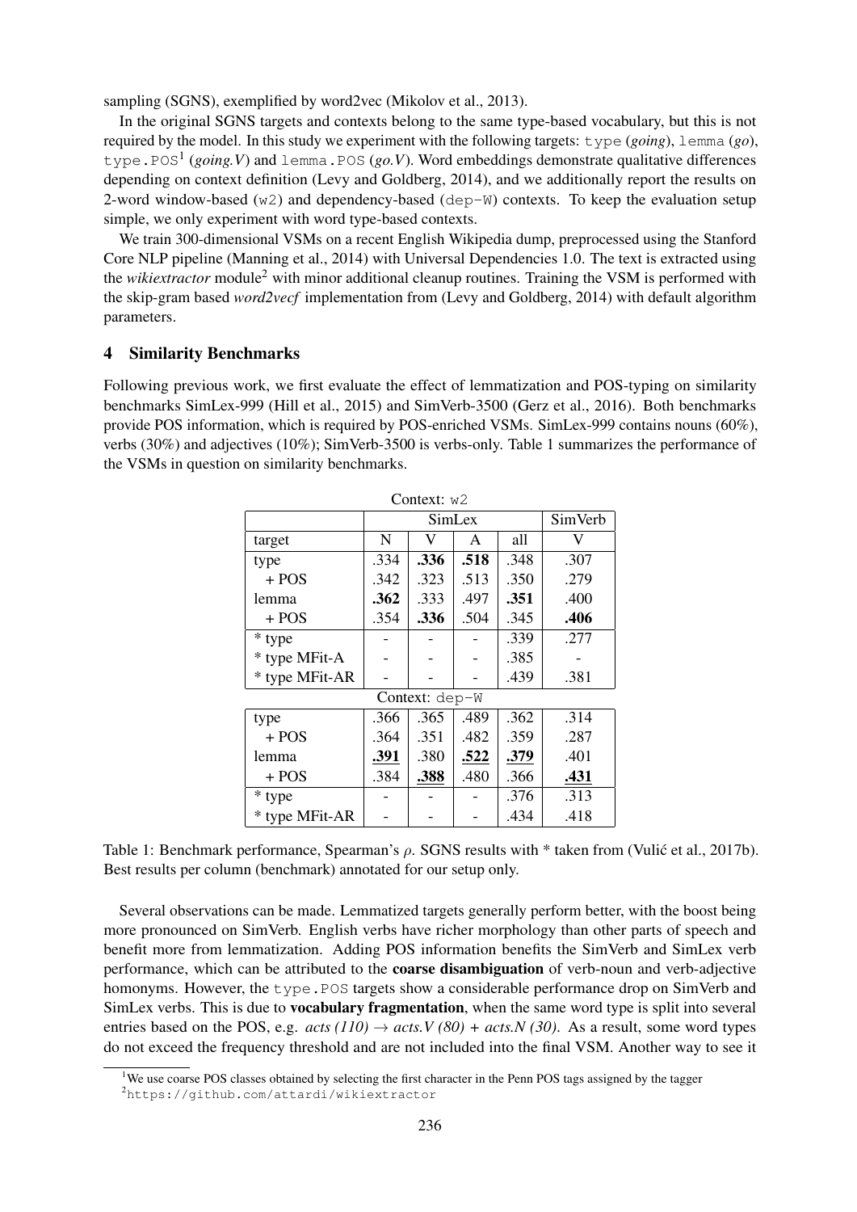sampling (SGNS), exemplified by word2vec (Mikolov et al., 2013).

In the original SGNS targets and contexts belong to the same type-based vocabulary, but this is not required by the model. In this study we experiment with the following targets: `type` (*going*), `lemma` (*go*), `type.POS`[1] (*going.V*) and `lemma.POS` (*go.V*). Word embeddings demonstrate qualitative differences depending on context definition (Levy and Goldberg, 2014), and we additionally report the results on 2-word window-based (`w2`) and dependency-based (`dep-W`) contexts. To keep the evaluation setup simple, we only experiment with word type-based contexts.

We train 300-dimensional VSMs on a recent English Wikipedia dump, preprocessed using the Stanford Core NLP pipeline (Manning et al., 2014) with Universal Dependencies 1.0. The text is extracted using the *wikiextractor* module[2] with minor additional cleanup routines. Training the VSM is performed with the skip-gram based *word2vecf* implementation from (Levy and Goldberg, 2014) with default algorithm parameters.

## 4 Similarity Benchmarks

Following previous work, we first evaluate the effect of lemmatization and POS-typing on similarity benchmarks SimLex-999 (Hill et al., 2015) and SimVerb-3500 (Gerz et al., 2016). Both benchmarks provide POS information, which is required by POS-enriched VSMs. SimLex-999 contains nouns (60%), verbs (30%) and adjectives (10%); SimVerb-3500 is verbs-only. Table 1 summarizes the performance of the VSMs in question on similarity benchmarks.

| Context: `w2` | | | | | |
|---|---|---|---|---|---|
| | SimLex | | | | SimVerb |
| target | N | V | A | all | V |
| type | .334 | **.336** | **.518** | .348 | .307 |
| + POS | .342 | .323 | .513 | .350 | .279 |
| lemma | **.362** | .333 | .497 | **.351** | .400 |
| + POS | .354 | **.336** | .504 | .345 | **.406** |
| * type | - | - | - | .339 | .277 |
| * type MFit-A | - | - | - | .385 | - |
| * type MFit-AR | - | - | - | .439 | .381 |
| **Context: `dep-W`** | | | | | |
| type | .366 | .365 | .489 | .362 | .314 |
| + POS | .364 | .351 | .482 | .359 | .287 |
| lemma | **<u>.391</u>** | .380 | **<u>.522</u>** | **<u>.379</u>** | .401 |
| + POS | .384 | **<u>.388</u>** | .480 | .366 | **<u>.431</u>** |
| * type | - | - | - | .376 | .313 |
| * type MFit-AR | - | - | - | .434 | .418 |

Table 1: Benchmark performance, Spearman's $\rho$. SGNS results with * taken from (Vulić et al., 2017b). Best results per column (benchmark) annotated for our setup only.

Several observations can be made. Lemmatized targets generally perform better, with the boost being more pronounced on SimVerb. English verbs have richer morphology than other parts of speech and benefit more from lemmatization. Adding POS information benefits the SimVerb and SimLex verb performance, which can be attributed to the **coarse disambiguation** of verb-noun and verb-adjective homonyms. However, the `type.POS` targets show a considerable performance drop on SimVerb and SimLex verbs. This is due to **vocabulary fragmentation**, when the same word type is split into several entries based on the POS, e.g. *acts (110)* $\rightarrow$ *acts.V (80) + acts.N (30)*. As a result, some word types do not exceed the frequency threshold and are not included into the final VSM. Another way to see it

[1] We use coarse POS classes obtained by selecting the first character in the Penn POS tags assigned by the tagger

[2] https://github.com/attardi/wikiextractor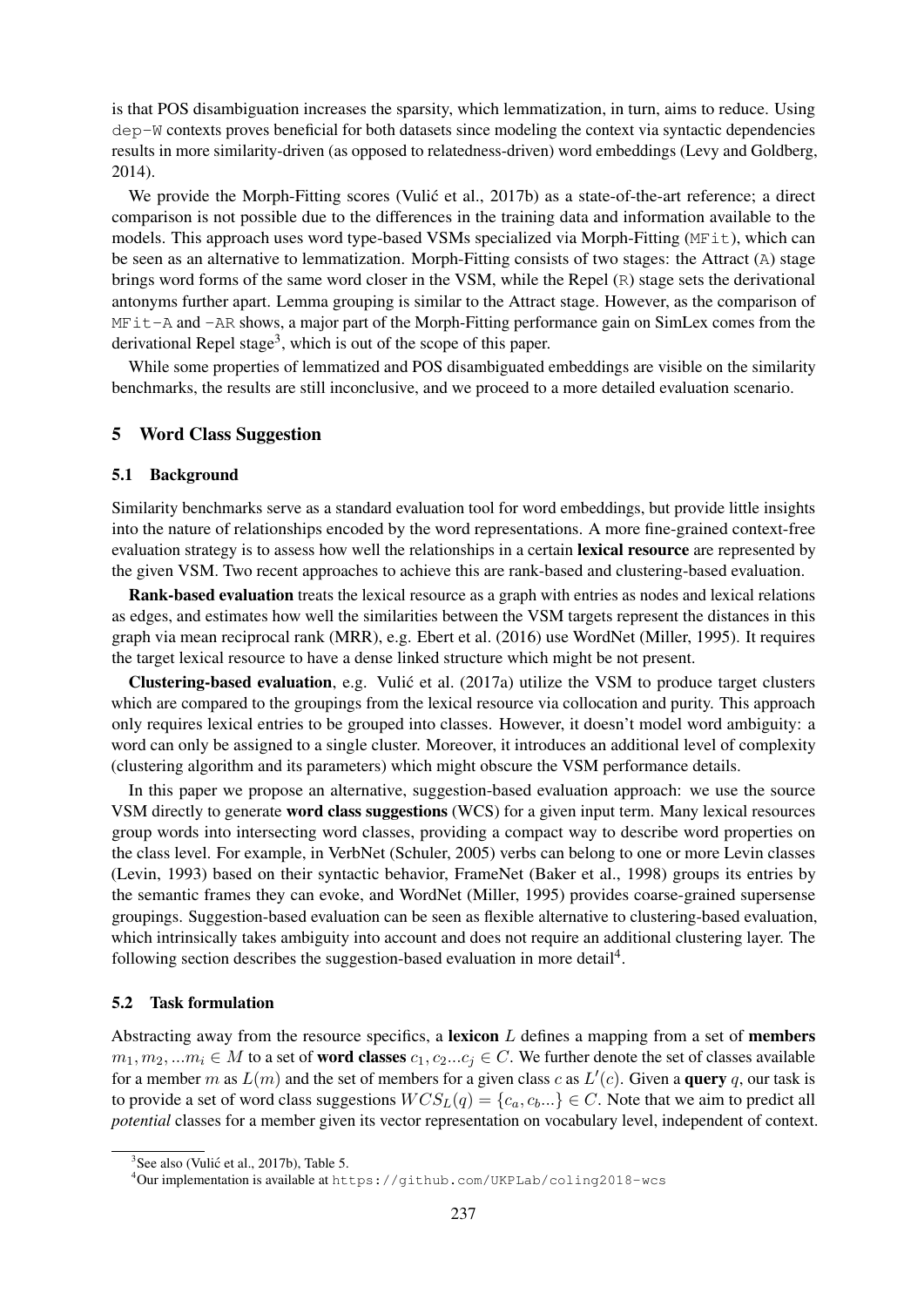is that POS disambiguation increases the sparsity, which lemmatization, in turn, aims to reduce. Using `dep-W` contexts proves beneficial for both datasets since modeling the context via syntactic dependencies results in more similarity-driven (as opposed to relatedness-driven) word embeddings (Levy and Goldberg, 2014).

We provide the Morph-Fitting scores (Vulić et al., 2017b) as a state-of-the-art reference; a direct comparison is not possible due to the differences in the training data and information available to the models. This approach uses word type-based VSMs specialized via Morph-Fitting (`MFit`), which can be seen as an alternative to lemmatization. Morph-Fitting consists of two stages: the Attract (`A`) stage brings word forms of the same word closer in the VSM, while the Repel (`R`) stage sets the derivational antonyms further apart. Lemma grouping is similar to the Attract stage. However, as the comparison of `MFit-A` and `-AR` shows, a major part of the Morph-Fitting performance gain on SimLex comes from the derivational Repel stage[3], which is out of the scope of this paper.

While some properties of lemmatized and POS disambiguated embeddings are visible on the similarity benchmarks, the results are still inconclusive, and we proceed to a more detailed evaluation scenario.

## 5 Word Class Suggestion

### 5.1 Background

Similarity benchmarks serve as a standard evaluation tool for word embeddings, but provide little insights into the nature of relationships encoded by the word representations. A more fine-grained context-free evaluation strategy is to assess how well the relationships in a certain **lexical resource** are represented by the given VSM. Two recent approaches to achieve this are rank-based and clustering-based evaluation.

**Rank-based evaluation** treats the lexical resource as a graph with entries as nodes and lexical relations as edges, and estimates how well the similarities between the VSM targets represent the distances in this graph via mean reciprocal rank (MRR), e.g. Ebert et al. (2016) use WordNet (Miller, 1995). It requires the target lexical resource to have a dense linked structure which might be not present.

**Clustering-based evaluation**, e.g. Vulić et al. (2017a) utilize the VSM to produce target clusters which are compared to the groupings from the lexical resource via collocation and purity. This approach only requires lexical entries to be grouped into classes. However, it doesn't model word ambiguity: a word can only be assigned to a single cluster. Moreover, it introduces an additional level of complexity (clustering algorithm and its parameters) which might obscure the VSM performance details.

In this paper we propose an alternative, suggestion-based evaluation approach: we use the source VSM directly to generate **word class suggestions** (WCS) for a given input term. Many lexical resources group words into intersecting word classes, providing a compact way to describe word properties on the class level. For example, in VerbNet (Schuler, 2005) verbs can belong to one or more Levin classes (Levin, 1993) based on their syntactic behavior, FrameNet (Baker et al., 1998) groups its entries by the semantic frames they can evoke, and WordNet (Miller, 1995) provides coarse-grained supersense groupings. Suggestion-based evaluation can be seen as flexible alternative to clustering-based evaluation, which intrinsically takes ambiguity into account and does not require an additional clustering layer. The following section describes the suggestion-based evaluation in more detail[4].

### 5.2 Task formulation

Abstracting away from the resource specifics, a **lexicon** $L$ defines a mapping from a set of **members** $m_1, m_2, ...m_i \in M$ to a set of **word classes** $c_1, c_2...c_j \in C$. We further denote the set of classes available for a member $m$ as $L(m)$ and the set of members for a given class $c$ as $L'(c)$. Given a **query** $q$, our task is to provide a set of word class suggestions $WCS_L(q) = \{c_a, c_b...\} \in C$. Note that we aim to predict all *potential* classes for a member given its vector representation on vocabulary level, independent of context.

---

[3] See also (Vulić et al., 2017b), Table 5.

[4] Our implementation is available at `https://github.com/UKPLab/coling2018-wcs`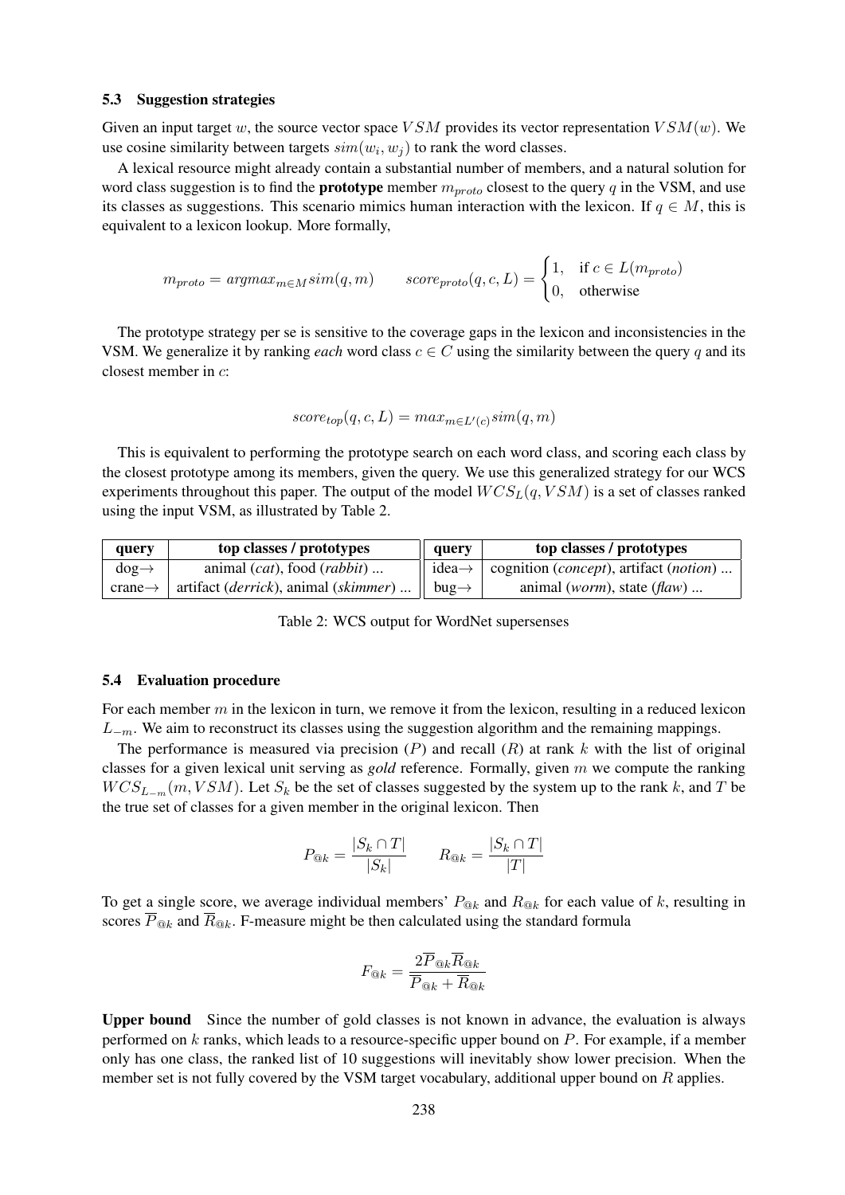### 5.3 Suggestion strategies

Given an input target $w$, the source vector space $VSM$ provides its vector representation $VSM(w)$. We use cosine similarity between targets $sim(w_i, w_j)$ to rank the word classes.

A lexical resource might already contain a substantial number of members, and a natural solution for word class suggestion is to find the **prototype** member $m_{proto}$ closest to the query $q$ in the VSM, and use its classes as suggestions. This scenario mimics human interaction with the lexicon. If $q \in M$, this is equivalent to a lexicon lookup. More formally,

$$m_{proto} = argmax_{m \in M} sim(q, m) \qquad score_{proto}(q, c, L) = \begin{cases} 1, & \text{if } c \in L(m_{proto}) \\ 0, & \text{otherwise} \end{cases}$$

The prototype strategy per se is sensitive to the coverage gaps in the lexicon and inconsistencies in the VSM. We generalize it by ranking *each* word class $c \in C$ using the similarity between the query $q$ and its closest member in $c$:

$$score_{top}(q, c, L) = max_{m \in L'(c)} sim(q, m)$$

This is equivalent to performing the prototype search on each word class, and scoring each class by the closest prototype among its members, given the query. We use this generalized strategy for our WCS experiments throughout this paper. The output of the model $WCS_L(q, VSM)$ is a set of classes ranked using the input VSM, as illustrated by Table 2.

| query | top classes / prototypes | query | top classes / prototypes |
|---|---|---|---|
| dog→ | animal (*cat*), food (*rabbit*) ... | idea→ | cognition (*concept*), artifact (*notion*) ... |
| crane→ | artifact (*derrick*), animal (*skimmer*) ... | bug→ | animal (*worm*), state (*flaw*) ... |

Table 2: WCS output for WordNet supersenses

### 5.4 Evaluation procedure

For each member $m$ in the lexicon in turn, we remove it from the lexicon, resulting in a reduced lexicon $L_{-m}$. We aim to reconstruct its classes using the suggestion algorithm and the remaining mappings.

The performance is measured via precision ($P$) and recall ($R$) at rank $k$ with the list of original classes for a given lexical unit serving as *gold* reference. Formally, given $m$ we compute the ranking $WCS_{L_{-m}}(m, VSM)$. Let $S_k$ be the set of classes suggested by the system up to the rank $k$, and $T$ be the true set of classes for a given member in the original lexicon. Then

$$P_{@k} = \frac{|S_k \cap T|}{|S_k|} \qquad R_{@k} = \frac{|S_k \cap T|}{|T|}$$

To get a single score, we average individual members' $P_{@k}$ and $R_{@k}$ for each value of $k$, resulting in scores $\overline{P}_{@k}$ and $\overline{R}_{@k}$. F-measure might be then calculated using the standard formula

$$F_{@k} = \frac{2\overline{P}_{@k}\overline{R}_{@k}}{\overline{P}_{@k} + \overline{R}_{@k}}$$

**Upper bound** Since the number of gold classes is not known in advance, the evaluation is always performed on $k$ ranks, which leads to a resource-specific upper bound on $P$. For example, if a member only has one class, the ranked list of 10 suggestions will inevitably show lower precision. When the member set is not fully covered by the VSM target vocabulary, additional upper bound on $R$ applies.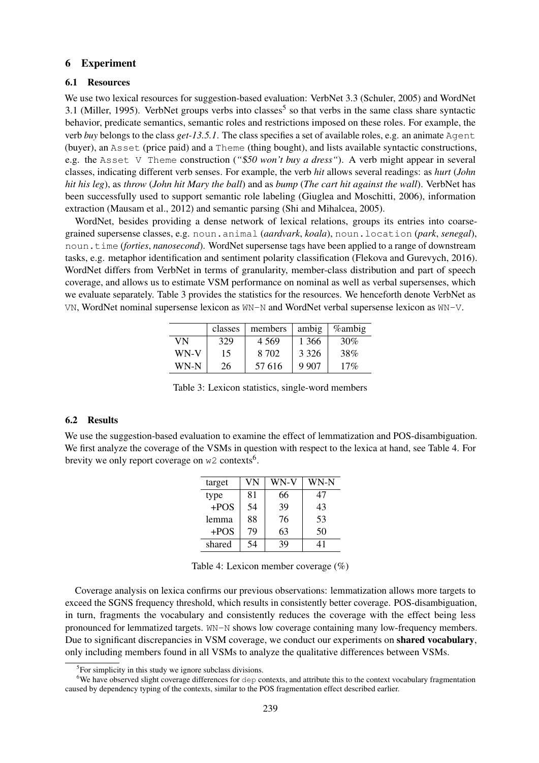## 6 Experiment

### 6.1 Resources

We use two lexical resources for suggestion-based evaluation: VerbNet 3.3 (Schuler, 2005) and WordNet 3.1 (Miller, 1995). VerbNet groups verbs into classes[5] so that verbs in the same class share syntactic behavior, predicate semantics, semantic roles and restrictions imposed on these roles. For example, the verb *buy* belongs to the class *get-13.5.1*. The class specifies a set of available roles, e.g. an animate `Agent` (buyer), an `Asset` (price paid) and a `Theme` (thing bought), and lists available syntactic constructions, e.g. the `Asset V Theme` construction (*"$50 won't buy a dress"*). A verb might appear in several classes, indicating different verb senses. For example, the verb *hit* allows several readings: as *hurt* (*John hit his leg*), as *throw* (*John hit Mary the ball*) and as *bump* (*The cart hit against the wall*). VerbNet has been successfully used to support semantic role labeling (Giuglea and Moschitti, 2006), information extraction (Mausam et al., 2012) and semantic parsing (Shi and Mihalcea, 2005).

WordNet, besides providing a dense network of lexical relations, groups its entries into coarse-grained supersense classes, e.g. `noun.animal` (*aardvark*, *koala*), `noun.location` (*park*, *senegal*), `noun.time` (*forties*, *nanosecond*). WordNet supersense tags have been applied to a range of downstream tasks, e.g. metaphor identification and sentiment polarity classification (Flekova and Gurevych, 2016). WordNet differs from VerbNet in terms of granularity, member-class distribution and part of speech coverage, and allows us to estimate VSM performance on nominal as well as verbal supersenses, which we evaluate separately. Table 3 provides the statistics for the resources. We henceforth denote VerbNet as `VN`, WordNet nominal supersense lexicon as `WN-N` and WordNet verbal supersense lexicon as `WN-V`.

| | classes | members | ambig | %ambig |
|---|---|---|---|---|
| VN | 329 | 4 569 | 1 366 | 30% |
| WN-V | 15 | 8 702 | 3 326 | 38% |
| WN-N | 26 | 57 616 | 9 907 | 17% |

Table 3: Lexicon statistics, single-word members

### 6.2 Results

We use the suggestion-based evaluation to examine the effect of lemmatization and POS-disambiguation. We first analyze the coverage of the VSMs in question with respect to the lexica at hand, see Table 4. For brevity we only report coverage on `w2` contexts[6].

| target | VN | WN-V | WN-N |
|---|---|---|---|
| type | 81 | 66 | 47 |
| +POS | 54 | 39 | 43 |
| lemma | 88 | 76 | 53 |
| +POS | 79 | 63 | 50 |
| shared | 54 | 39 | 41 |

Table 4: Lexicon member coverage (%)

Coverage analysis on lexica confirms our previous observations: lemmatization allows more targets to exceed the SGNS frequency threshold, which results in consistently better coverage. POS-disambiguation, in turn, fragments the vocabulary and consistently reduces the coverage with the effect being less pronounced for lemmatized targets. `WN-N` shows low coverage containing many low-frequency members. Due to significant discrepancies in VSM coverage, we conduct our experiments on **shared vocabulary**, only including members found in all VSMs to analyze the qualitative differences between VSMs.

[5] For simplicity in this study we ignore subclass divisions.

[6] We have observed slight coverage differences for `dep` contexts, and attribute this to the context vocabulary fragmentation caused by dependency typing of the contexts, similar to the POS fragmentation effect described earlier.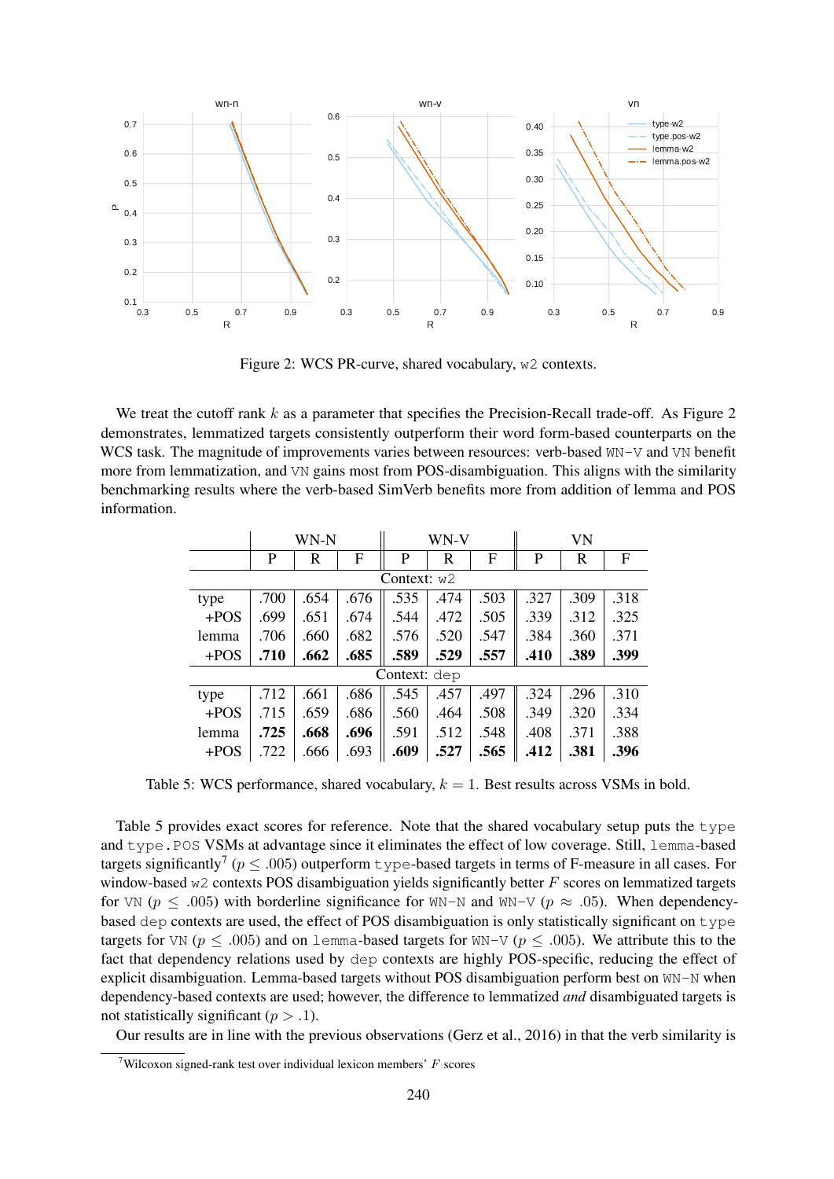Figure 2: WCS PR-curve, shared vocabulary, `w2` contexts.

We treat the cutoff rank $k$ as a parameter that specifies the Precision-Recall trade-off. As Figure 2 demonstrates, lemmatized targets consistently outperform their word form-based counterparts on the WCS task. The magnitude of improvements varies between resources: verb-based `WN-V` and `VN` benefit more from lemmatization, and `VN` gains most from POS-disambiguation. This aligns with the similarity benchmarking results where the verb-based SimVerb benefits more from addition of lemma and POS information.

| | WN-N | | | WN-V | | | VN | | |
|---|---|---|---|---|---|---|---|---|---|
| | P | R | F | P | R | F | P | R | F |
| Context: `w2` | | | | | | | | | |
| type | .700 | .654 | .676 | .535 | .474 | .503 | .327 | .309 | .318 |
| +POS | .699 | .651 | .674 | .544 | .472 | .505 | .339 | .312 | .325 |
| lemma | .706 | .660 | .682 | .576 | .520 | .547 | .384 | .360 | .371 |
| +POS | **.710** | **.662** | **.685** | **.589** | **.529** | **.557** | **.410** | **.389** | **.399** |
| Context: `dep` | | | | | | | | | |
| type | .712 | .661 | .686 | .545 | .457 | .497 | .324 | .296 | .310 |
| +POS | .715 | .659 | .686 | .560 | .464 | .508 | .349 | .320 | .334 |
| lemma | **.725** | **.668** | **.696** | .591 | .512 | .548 | .408 | .371 | .388 |
| +POS | .722 | .666 | .693 | **.609** | **.527** | **.565** | **.412** | **.381** | **.396** |

Table 5: WCS performance, shared vocabulary, $k = 1$. Best results across VSMs in bold.

Table 5 provides exact scores for reference. Note that the shared vocabulary setup puts the `type` and `type.POS` VSMs at advantage since it eliminates the effect of low coverage. Still, `lemma`-based targets significantly[7] ($p \leq .005$) outperform `type`-based targets in terms of F-measure in all cases. For window-based `w2` contexts POS disambiguation yields significantly better $F$ scores on lemmatized targets for `VN` ($p \leq .005$) with borderline significance for `WN-N` and `WN-V` ($p \approx .05$). When dependency-based `dep` contexts are used, the effect of POS disambiguation is only statistically significant on `type` targets for `VN` ($p \leq .005$) and on `lemma`-based targets for `WN-V` ($p \leq .005$). We attribute this to the fact that dependency relations used by `dep` contexts are highly POS-specific, reducing the effect of explicit disambiguation. Lemma-based targets without POS disambiguation perform best on `WN-N` when dependency-based contexts are used; however, the difference to lemmatized *and* disambiguated targets is not statistically significant ($p > .1$).

Our results are in line with the previous observations (Gerz et al., 2016) in that the verb similarity is

[7] Wilcoxon signed-rank test over individual lexicon members' $F$ scores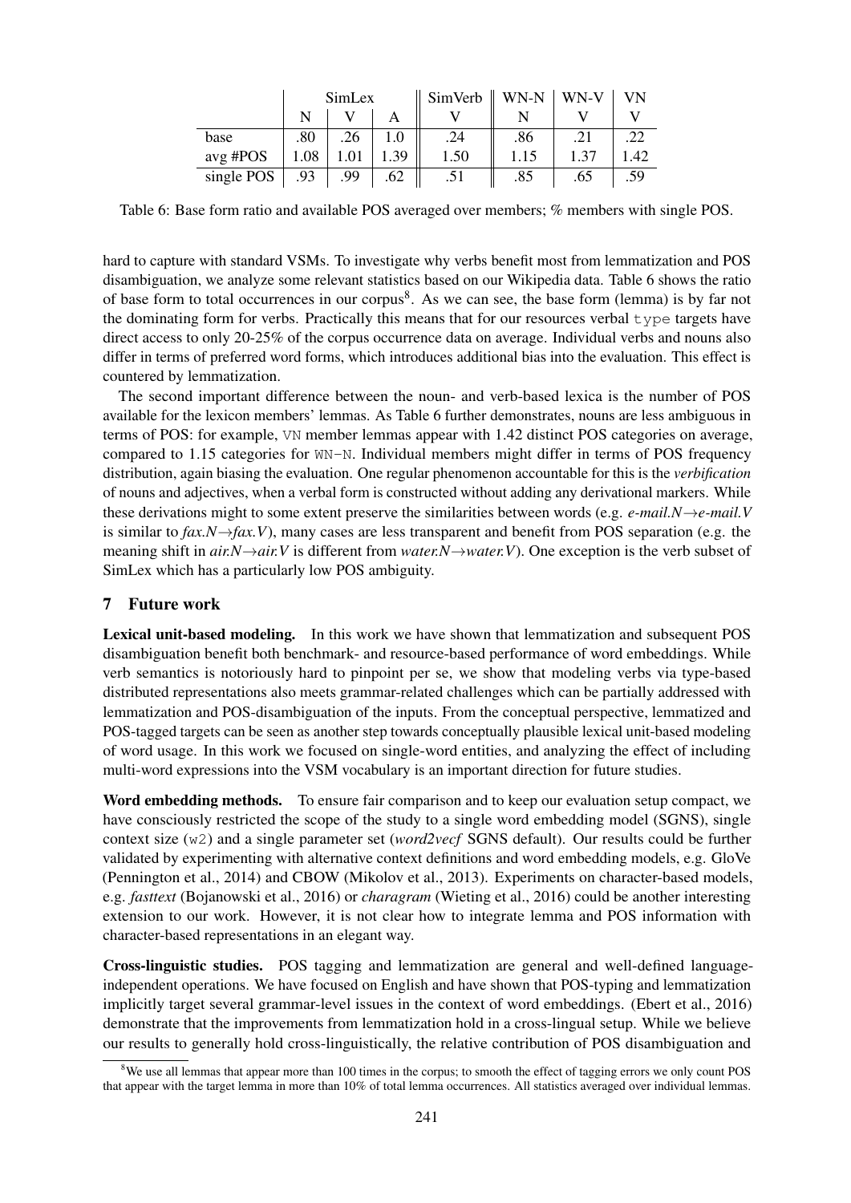| | SimLex | | | SimVerb | WN-N | WN-V | VN |
|---|---|---|---|---|---|---|---|
| | N | V | A | V | N | V | V |
| base | .80 | .26 | 1.0 | .24 | .86 | .21 | .22 |
| avg #POS | 1.08 | 1.01 | 1.39 | 1.50 | 1.15 | 1.37 | 1.42 |
| single POS | .93 | .99 | .62 | .51 | .85 | .65 | .59 |

Table 6: Base form ratio and available POS averaged over members; % members with single POS.

hard to capture with standard VSMs. To investigate why verbs benefit most from lemmatization and POS disambiguation, we analyze some relevant statistics based on our Wikipedia data. Table 6 shows the ratio of base form to total occurrences in our corpus[8]. As we can see, the base form (lemma) is by far not the dominating form for verbs. Practically this means that for our resources verbal `type` targets have direct access to only 20-25% of the corpus occurrence data on average. Individual verbs and nouns also differ in terms of preferred word forms, which introduces additional bias into the evaluation. This effect is countered by lemmatization.

The second important difference between the noun- and verb-based lexica is the number of POS available for the lexicon members' lemmas. As Table 6 further demonstrates, nouns are less ambiguous in terms of POS: for example, `VN` member lemmas appear with 1.42 distinct POS categories on average, compared to 1.15 categories for `WN-N`. Individual members might differ in terms of POS frequency distribution, again biasing the evaluation. One regular phenomenon accountable for this is the *verbification* of nouns and adjectives, when a verbal form is constructed without adding any derivational markers. While these derivations might to some extent preserve the similarities between words (e.g. *e-mail.N*→*e-mail.V* is similar to *fax.N*→*fax.V*), many cases are less transparent and benefit from POS separation (e.g. the meaning shift in *air.N*→*air.V* is different from *water.N*→*water.V*). One exception is the verb subset of SimLex which has a particularly low POS ambiguity.

## 7 Future work

**Lexical unit-based modeling.** In this work we have shown that lemmatization and subsequent POS disambiguation benefit both benchmark- and resource-based performance of word embeddings. While verb semantics is notoriously hard to pinpoint per se, we show that modeling verbs via type-based distributed representations also meets grammar-related challenges which can be partially addressed with lemmatization and POS-disambiguation of the inputs. From the conceptual perspective, lemmatized and POS-tagged targets can be seen as another step towards conceptually plausible lexical unit-based modeling of word usage. In this work we focused on single-word entities, and analyzing the effect of including multi-word expressions into the VSM vocabulary is an important direction for future studies.

**Word embedding methods.** To ensure fair comparison and to keep our evaluation setup compact, we have consciously restricted the scope of the study to a single word embedding model (SGNS), single context size (`w2`) and a single parameter set (*word2vecf* SGNS default). Our results could be further validated by experimenting with alternative context definitions and word embedding models, e.g. GloVe (Pennington et al., 2014) and CBOW (Mikolov et al., 2013). Experiments on character-based models, e.g. *fasttext* (Bojanowski et al., 2016) or *charagram* (Wieting et al., 2016) could be another interesting extension to our work. However, it is not clear how to integrate lemma and POS information with character-based representations in an elegant way.

**Cross-linguistic studies.** POS tagging and lemmatization are general and well-defined language-independent operations. We have focused on English and have shown that POS-typing and lemmatization implicitly target several grammar-level issues in the context of word embeddings. (Ebert et al., 2016) demonstrate that the improvements from lemmatization hold in a cross-lingual setup. While we believe our results to generally hold cross-linguistically, the relative contribution of POS disambiguation and

[8] We use all lemmas that appear more than 100 times in the corpus; to smooth the effect of tagging errors we only count POS that appear with the target lemma in more than 10% of total lemma occurrences. All statistics averaged over individual lemmas.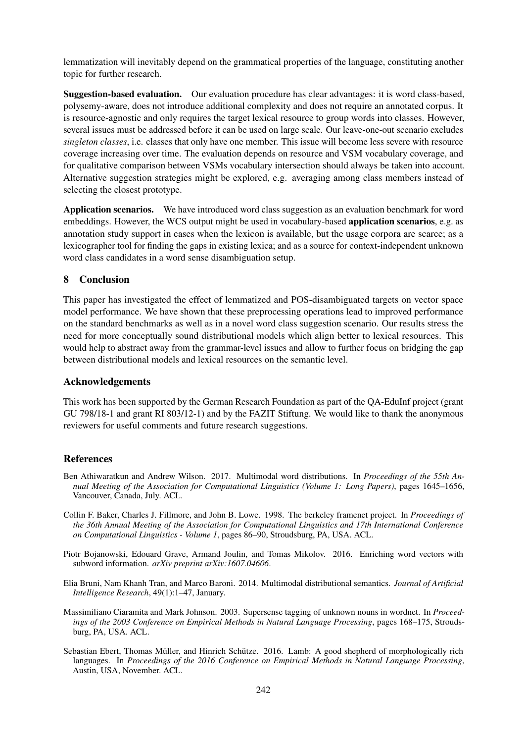lemmatization will inevitably depend on the grammatical properties of the language, constituting another topic for further research.

**Suggestion-based evaluation.** Our evaluation procedure has clear advantages: it is word class-based, polysemy-aware, does not introduce additional complexity and does not require an annotated corpus. It is resource-agnostic and only requires the target lexical resource to group words into classes. However, several issues must be addressed before it can be used on large scale. Our leave-one-out scenario excludes *singleton classes*, i.e. classes that only have one member. This issue will become less severe with resource coverage increasing over time. The evaluation depends on resource and VSM vocabulary coverage, and for qualitative comparison between VSMs vocabulary intersection should always be taken into account. Alternative suggestion strategies might be explored, e.g. averaging among class members instead of selecting the closest prototype.

**Application scenarios.** We have introduced word class suggestion as an evaluation benchmark for word embeddings. However, the WCS output might be used in vocabulary-based **application scenarios**, e.g. as annotation study support in cases when the lexicon is available, but the usage corpora are scarce; as a lexicographer tool for finding the gaps in existing lexica; and as a source for context-independent unknown word class candidates in a word sense disambiguation setup.

## 8 Conclusion

This paper has investigated the effect of lemmatized and POS-disambiguated targets on vector space model performance. We have shown that these preprocessing operations lead to improved performance on the standard benchmarks as well as in a novel word class suggestion scenario. Our results stress the need for more conceptually sound distributional models which align better to lexical resources. This would help to abstract away from the grammar-level issues and allow to further focus on bridging the gap between distributional models and lexical resources on the semantic level.

## Acknowledgements

This work has been supported by the German Research Foundation as part of the QA-EduInf project (grant GU 798/18-1 and grant RI 803/12-1) and by the FAZIT Stiftung. We would like to thank the anonymous reviewers for useful comments and future research suggestions.

## References

Ben Athiwaratkun and Andrew Wilson. 2017. Multimodal word distributions. In *Proceedings of the 55th Annual Meeting of the Association for Computational Linguistics (Volume 1: Long Papers)*, pages 1645–1656, Vancouver, Canada, July. ACL.

Collin F. Baker, Charles J. Fillmore, and John B. Lowe. 1998. The berkeley framenet project. In *Proceedings of the 36th Annual Meeting of the Association for Computational Linguistics and 17th International Conference on Computational Linguistics - Volume 1*, pages 86–90, Stroudsburg, PA, USA. ACL.

Piotr Bojanowski, Edouard Grave, Armand Joulin, and Tomas Mikolov. 2016. Enriching word vectors with subword information. *arXiv preprint arXiv:1607.04606*.

Elia Bruni, Nam Khanh Tran, and Marco Baroni. 2014. Multimodal distributional semantics. *Journal of Artificial Intelligence Research*, 49(1):1–47, January.

Massimiliano Ciaramita and Mark Johnson. 2003. Supersense tagging of unknown nouns in wordnet. In *Proceedings of the 2003 Conference on Empirical Methods in Natural Language Processing*, pages 168–175, Stroudsburg, PA, USA. ACL.

Sebastian Ebert, Thomas Müller, and Hinrich Schütze. 2016. Lamb: A good shepherd of morphologically rich languages. In *Proceedings of the 2016 Conference on Empirical Methods in Natural Language Processing*, Austin, USA, November. ACL.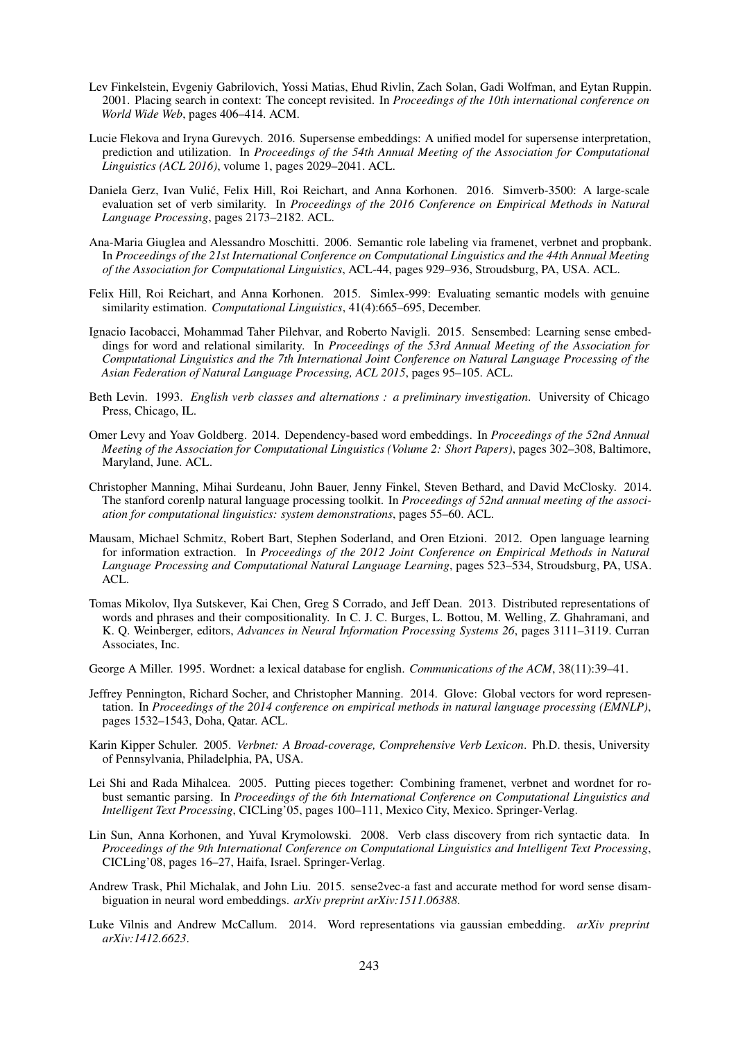Lev Finkelstein, Evgeniy Gabrilovich, Yossi Matias, Ehud Rivlin, Zach Solan, Gadi Wolfman, and Eytan Ruppin. 2001. Placing search in context: The concept revisited. In *Proceedings of the 10th international conference on World Wide Web*, pages 406–414. ACM.

Lucie Flekova and Iryna Gurevych. 2016. Supersense embeddings: A unified model for supersense interpretation, prediction and utilization. In *Proceedings of the 54th Annual Meeting of the Association for Computational Linguistics (ACL 2016)*, volume 1, pages 2029–2041. ACL.

Daniela Gerz, Ivan Vulić, Felix Hill, Roi Reichart, and Anna Korhonen. 2016. Simverb-3500: A large-scale evaluation set of verb similarity. In *Proceedings of the 2016 Conference on Empirical Methods in Natural Language Processing*, pages 2173–2182. ACL.

Ana-Maria Giuglea and Alessandro Moschitti. 2006. Semantic role labeling via framenet, verbnet and propbank. In *Proceedings of the 21st International Conference on Computational Linguistics and the 44th Annual Meeting of the Association for Computational Linguistics*, ACL-44, pages 929–936, Stroudsburg, PA, USA. ACL.

Felix Hill, Roi Reichart, and Anna Korhonen. 2015. Simlex-999: Evaluating semantic models with genuine similarity estimation. *Computational Linguistics*, 41(4):665–695, December.

Ignacio Iacobacci, Mohammad Taher Pilehvar, and Roberto Navigli. 2015. Sensembed: Learning sense embeddings for word and relational similarity. In *Proceedings of the 53rd Annual Meeting of the Association for Computational Linguistics and the 7th International Joint Conference on Natural Language Processing of the Asian Federation of Natural Language Processing, ACL 2015*, pages 95–105. ACL.

Beth Levin. 1993. *English verb classes and alternations : a preliminary investigation*. University of Chicago Press, Chicago, IL.

Omer Levy and Yoav Goldberg. 2014. Dependency-based word embeddings. In *Proceedings of the 52nd Annual Meeting of the Association for Computational Linguistics (Volume 2: Short Papers)*, pages 302–308, Baltimore, Maryland, June. ACL.

Christopher Manning, Mihai Surdeanu, John Bauer, Jenny Finkel, Steven Bethard, and David McClosky. 2014. The stanford corenlp natural language processing toolkit. In *Proceedings of 52nd annual meeting of the association for computational linguistics: system demonstrations*, pages 55–60. ACL.

Mausam, Michael Schmitz, Robert Bart, Stephen Soderland, and Oren Etzioni. 2012. Open language learning for information extraction. In *Proceedings of the 2012 Joint Conference on Empirical Methods in Natural Language Processing and Computational Natural Language Learning*, pages 523–534, Stroudsburg, PA, USA. ACL.

Tomas Mikolov, Ilya Sutskever, Kai Chen, Greg S Corrado, and Jeff Dean. 2013. Distributed representations of words and phrases and their compositionality. In C. J. C. Burges, L. Bottou, M. Welling, Z. Ghahramani, and K. Q. Weinberger, editors, *Advances in Neural Information Processing Systems 26*, pages 3111–3119. Curran Associates, Inc.

George A Miller. 1995. Wordnet: a lexical database for english. *Communications of the ACM*, 38(11):39–41.

Jeffrey Pennington, Richard Socher, and Christopher Manning. 2014. Glove: Global vectors for word representation. In *Proceedings of the 2014 conference on empirical methods in natural language processing (EMNLP)*, pages 1532–1543, Doha, Qatar. ACL.

Karin Kipper Schuler. 2005. *Verbnet: A Broad-coverage, Comprehensive Verb Lexicon*. Ph.D. thesis, University of Pennsylvania, Philadelphia, PA, USA.

Lei Shi and Rada Mihalcea. 2005. Putting pieces together: Combining framenet, verbnet and wordnet for robust semantic parsing. In *Proceedings of the 6th International Conference on Computational Linguistics and Intelligent Text Processing*, CICLing'05, pages 100–111, Mexico City, Mexico. Springer-Verlag.

Lin Sun, Anna Korhonen, and Yuval Krymolowski. 2008. Verb class discovery from rich syntactic data. In *Proceedings of the 9th International Conference on Computational Linguistics and Intelligent Text Processing*, CICLing'08, pages 16–27, Haifa, Israel. Springer-Verlag.

Andrew Trask, Phil Michalak, and John Liu. 2015. sense2vec-a fast and accurate method for word sense disambiguation in neural word embeddings. *arXiv preprint arXiv:1511.06388*.

Luke Vilnis and Andrew McCallum. 2014. Word representations via gaussian embedding. *arXiv preprint arXiv:1412.6623*.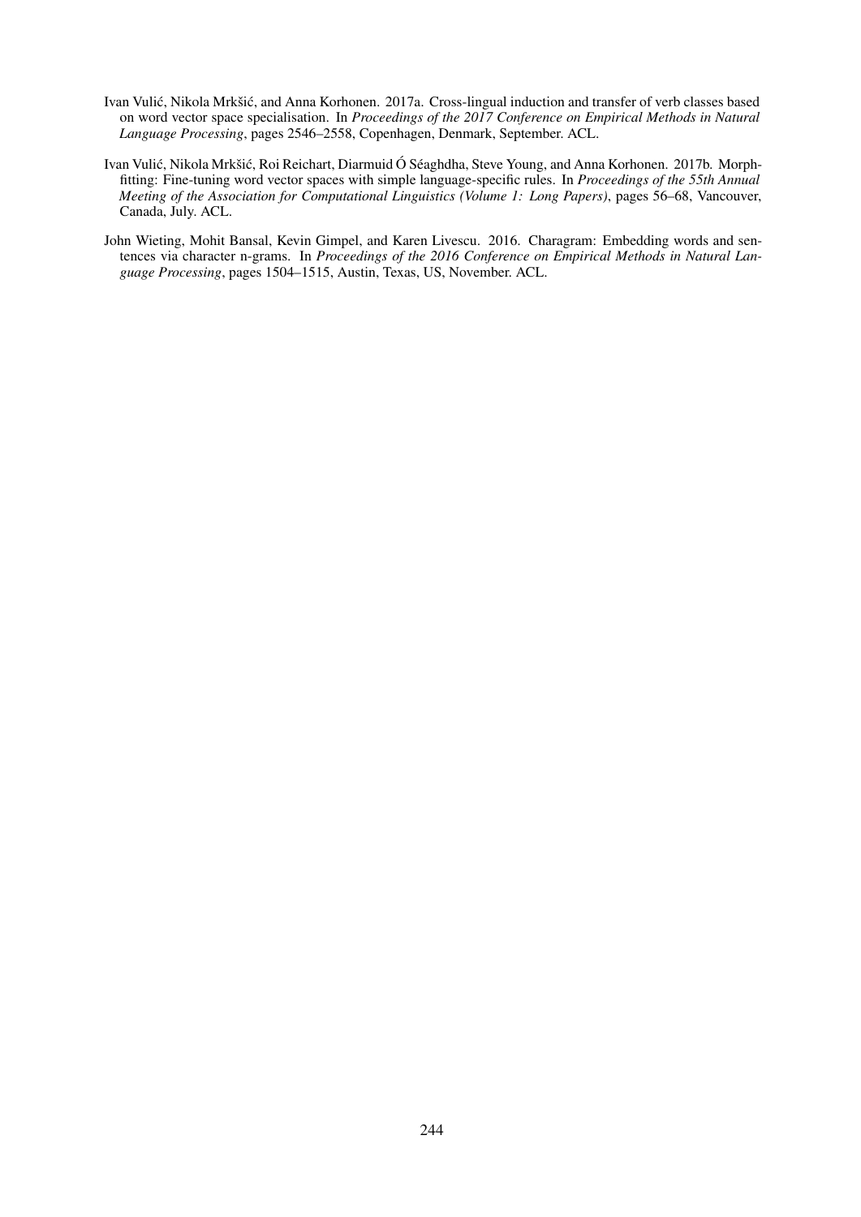Ivan Vulić, Nikola Mrkšić, and Anna Korhonen. 2017a. Cross-lingual induction and transfer of verb classes based on word vector space specialisation. In *Proceedings of the 2017 Conference on Empirical Methods in Natural Language Processing*, pages 2546–2558, Copenhagen, Denmark, September. ACL.

Ivan Vulić, Nikola Mrkšić, Roi Reichart, Diarmuid Ó Séaghdha, Steve Young, and Anna Korhonen. 2017b. Morph-fitting: Fine-tuning word vector spaces with simple language-specific rules. In *Proceedings of the 55th Annual Meeting of the Association for Computational Linguistics (Volume 1: Long Papers)*, pages 56–68, Vancouver, Canada, July. ACL.

John Wieting, Mohit Bansal, Kevin Gimpel, and Karen Livescu. 2016. Charagram: Embedding words and sentences via character n-grams. In *Proceedings of the 2016 Conference on Empirical Methods in Natural Language Processing*, pages 1504–1515, Austin, Texas, US, November. ACL.